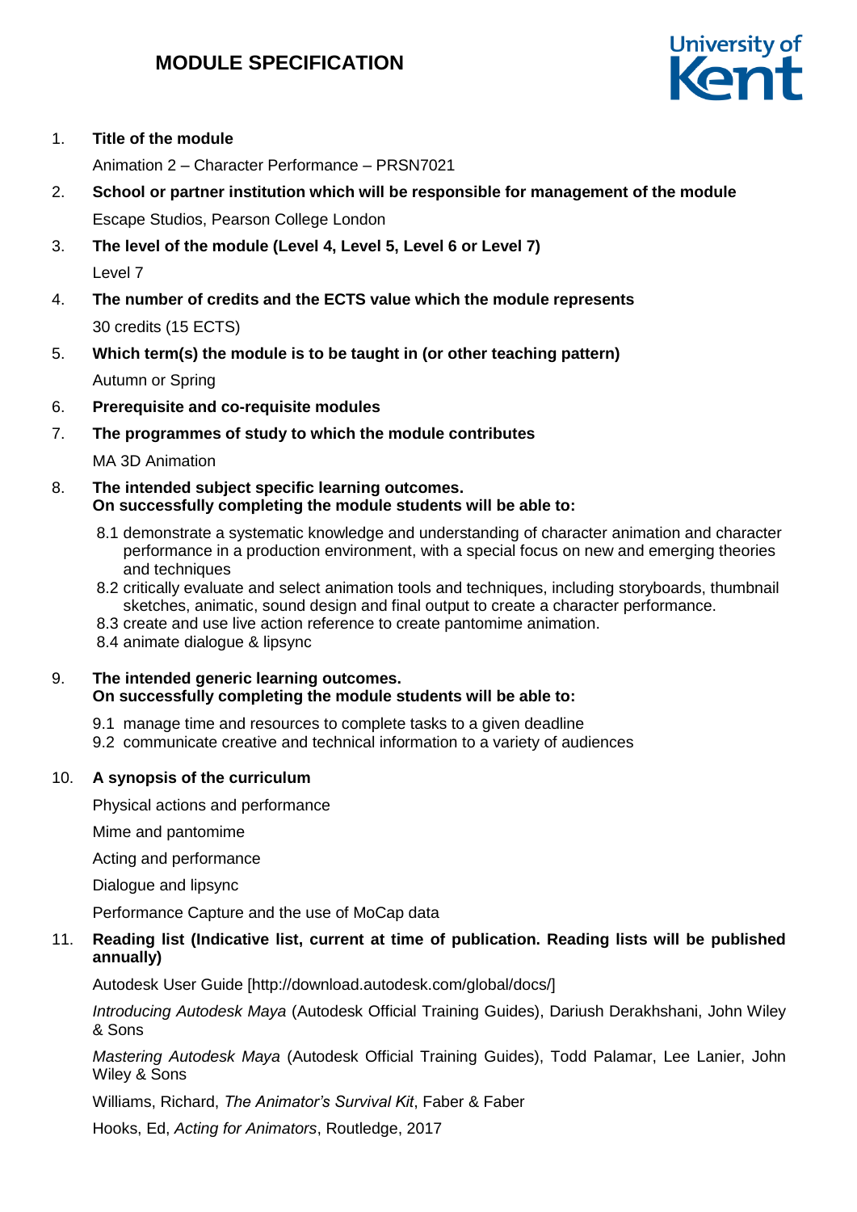# MODULE SPECIFICATION

1. **Title of the module**

   Animation 2 – Character Performance – PRSN7021

2. **School or partner institution which will be responsible for management of the module**

   Escape Studios, Pearson College London

3. **The level of the module (Level 4, Level 5, Level 6 or Level 7)**

   Level 7

4. **The number of credits and the ECTS value which the module represents**

   30 credits (15 ECTS)

5. **Which term(s) the module is to be taught in (or other teaching pattern)**

   Autumn or Spring

6. **Prerequisite and co-requisite modules**

7. **The programmes of study to which the module contributes**

   MA 3D Animation

8. **The intended subject specific learning outcomes.**
   **On successfully completing the module students will be able to:**

   8.1 demonstrate a systematic knowledge and understanding of character animation and character performance in a production environment, with a special focus on new and emerging theories and techniques
   8.2 critically evaluate and select animation tools and techniques, including storyboards, thumbnail sketches, animatic, sound design and final output to create a character performance.
   8.3 create and use live action reference to create pantomime animation.
   8.4 animate dialogue & lipsync

9. **The intended generic learning outcomes.**
   **On successfully completing the module students will be able to:**

   9.1 manage time and resources to complete tasks to a given deadline
   9.2 communicate creative and technical information to a variety of audiences

10. **A synopsis of the curriculum**

    Physical actions and performance

    Mime and pantomime

    Acting and performance

    Dialogue and lipsync

    Performance Capture and the use of MoCap data

11. **Reading list (Indicative list, current at time of publication. Reading lists will be published annually)**

    Autodesk User Guide [http://download.autodesk.com/global/docs/]

    *Introducing Autodesk Maya* (Autodesk Official Training Guides), Dariush Derakhshani, John Wiley & Sons

    *Mastering Autodesk Maya* (Autodesk Official Training Guides), Todd Palamar, Lee Lanier, John Wiley & Sons

    Williams, Richard, *The Animator's Survival Kit*, Faber & Faber

    Hooks, Ed, *Acting for Animators*, Routledge, 2017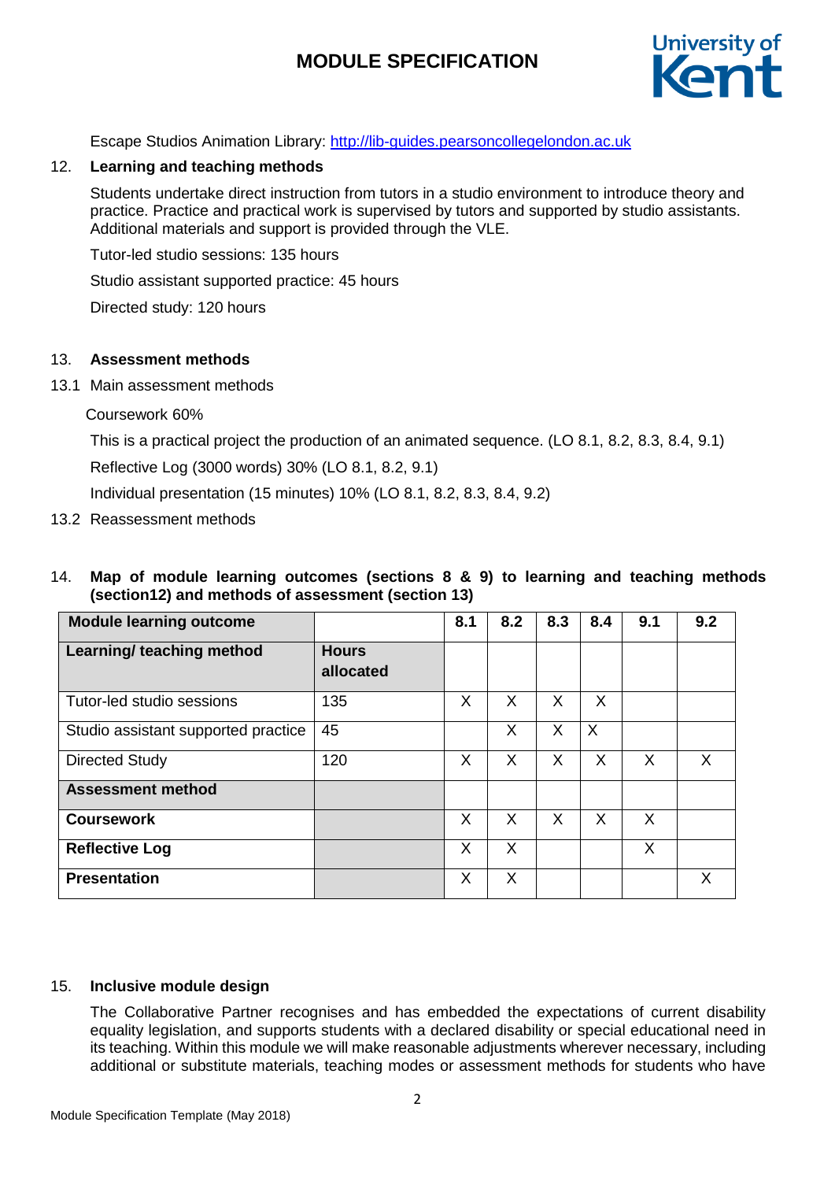Escape Studios Animation Library: [http://lib-guides.pearsoncollegelondon.ac.uk](http://lib-guides.pearsoncollegelondon.ac.uk)

12. **Learning and teaching methods**

Students undertake direct instruction from tutors in a studio environment to introduce theory and practice. Practice and practical work is supervised by tutors and supported by studio assistants. Additional materials and support is provided through the VLE.

Tutor-led studio sessions: 135 hours

Studio assistant supported practice: 45 hours

Directed study: 120 hours

13. **Assessment methods**

13.1 Main assessment methods

Coursework 60%

This is a practical project the production of an animated sequence. (LO 8.1, 8.2, 8.3, 8.4, 9.1)

Reflective Log (3000 words) 30% (LO 8.1, 8.2, 9.1)

Individual presentation (15 minutes) 10% (LO 8.1, 8.2, 8.3, 8.4, 9.2)

13.2 Reassessment methods

14. **Map of module learning outcomes (sections 8 & 9) to learning and teaching methods (section12) and methods of assessment (section 13)**

| **Module learning outcome** | | **8.1** | **8.2** | **8.3** | **8.4** | **9.1** | **9.2** |
|---|---|---|---|---|---|---|---|
| **Learning/ teaching method** | **Hours allocated** | | | | | | |
| Tutor-led studio sessions | 135 | X | X | X | X | | |
| Studio assistant supported practice | 45 | | X | X | X | | |
| Directed Study | 120 | X | X | X | X | X | X |
| **Assessment method** | | | | | | | |
| **Coursework** | | X | X | X | X | X | |
| **Reflective Log** | | X | X | | | X | |
| **Presentation** | | X | X | | | | X |

15. **Inclusive module design**

The Collaborative Partner recognises and has embedded the expectations of current disability equality legislation, and supports students with a declared disability or special educational need in its teaching. Within this module we will make reasonable adjustments wherever necessary, including additional or substitute materials, teaching modes or assessment methods for students who have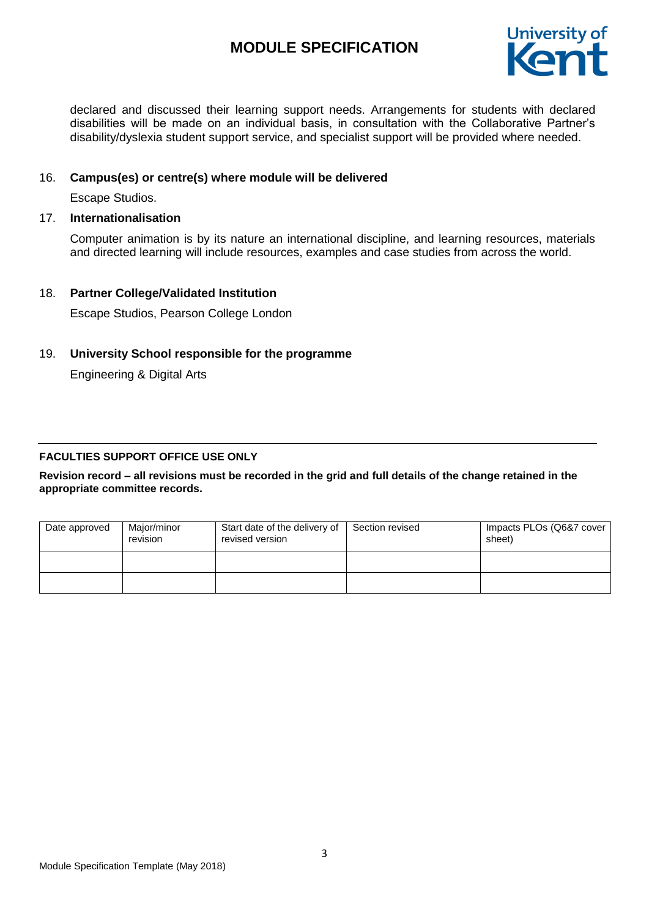declared and discussed their learning support needs. Arrangements for students with declared disabilities will be made on an individual basis, in consultation with the Collaborative Partner's disability/dyslexia student support service, and specialist support will be provided where needed.

16. **Campus(es) or centre(s) where module will be delivered**

    Escape Studios.

17. **Internationalisation**

    Computer animation is by its nature an international discipline, and learning resources, materials and directed learning will include resources, examples and case studies from across the world.

18. **Partner College/Validated Institution**

    Escape Studios, Pearson College London

19. **University School responsible for the programme**

    Engineering & Digital Arts

---

**FACULTIES SUPPORT OFFICE USE ONLY**

**Revision record – all revisions must be recorded in the grid and full details of the change retained in the appropriate committee records.**

| Date approved | Major/minor revision | Start date of the delivery of revised version | Section revised | Impacts PLOs (Q6&7 cover sheet) |
|---|---|---|---|---|
| | | | | |
| | | | | |